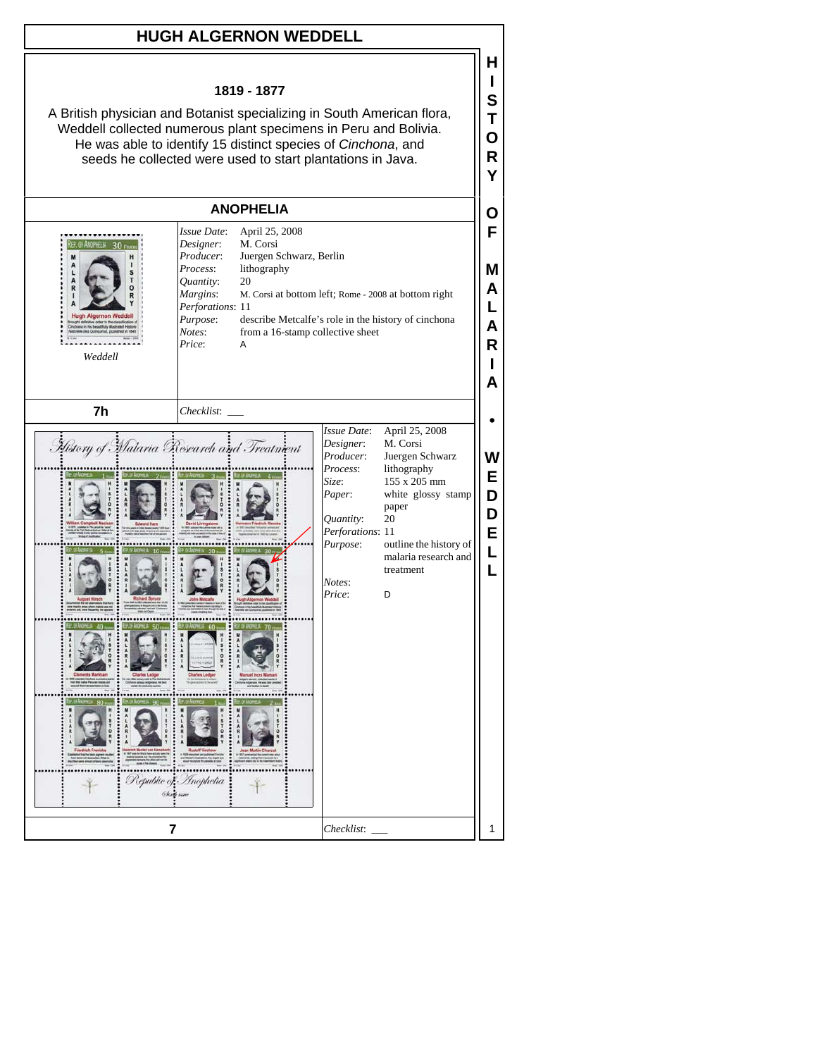# HUGH ALGERNON WEDDELL

**1819 - 1877**

A British physician and Botanist specializing in South American flora, Weddell collected numerous plant specimens in Peru and Bolivia. He was able to identify 15 distinct species of *Cinchona*, and seeds he collected were used to start plantations in Java.

## ANOPHELIA

*Weddell*

| | |
|---|---|
| *Issue Date*: | April 25, 2008 |
| *Designer*: | M. Corsi |
| *Producer*: | Juergen Schwarz, Berlin |
| *Process*: | lithography |
| *Quantity*: | 20 |
| *Margins*: | M. Corsi at bottom left; Rome - 2008 at bottom right |
| *Perforations*: | 11 |
| *Purpose*: | describe Metcalfe's role in the history of cinchona |
| *Notes*: | from a 16-stamp collective sheet |
| *Price*: | A |

**7h** *Checklist*: ___

| | |
|---|---|
| *Issue Date*: | April 25, 2008 |
| *Designer*: | M. Corsi |
| *Producer*: | Juergen Schwarz |
| *Process*: | lithography |
| *Size*: | 155 x 205 mm |
| *Paper*: | white glossy stamp paper |
| *Quantity*: | 20 |
| *Perforations*: | 11 |
| *Purpose*: | outline the history of malaria research and treatment |
| *Notes*: | |
| *Price*: | D |

**7** *Checklist*: ___

HISTORY OF MALARIA • WEDDELL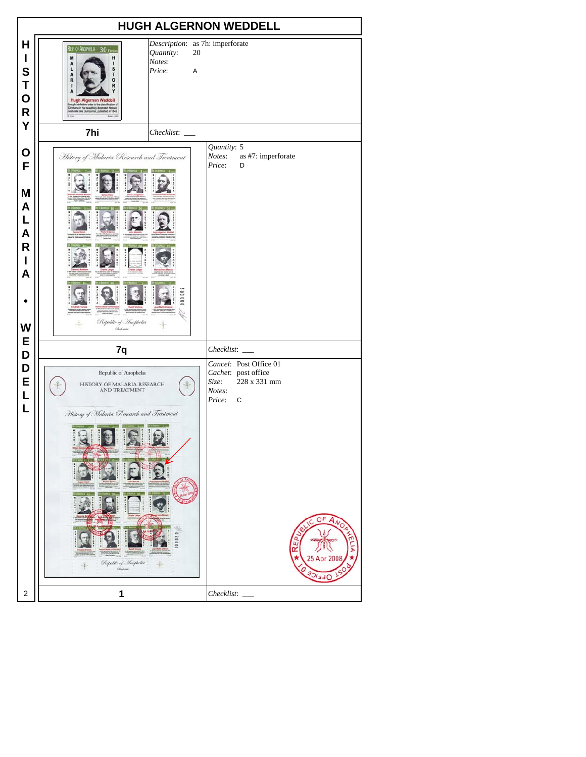# HUGH ALGERNON WEDDELL

HISTORY OF MALARIA • WEDDELL

**7hi**

*Description*: as 7h: imperforate
*Quantity*: 20
*Notes*:
*Price*: A

*Checklist*: ___

**7q**

*Quantity*: 5
*Notes*: as #7: imperforate
*Price*: D

*Checklist*: ___

**1**

*Cancel*: Post Office 01
*Cachet*: post office
*Size*: 228 x 331 mm
*Notes*:
*Price*: C

*Checklist*: ___